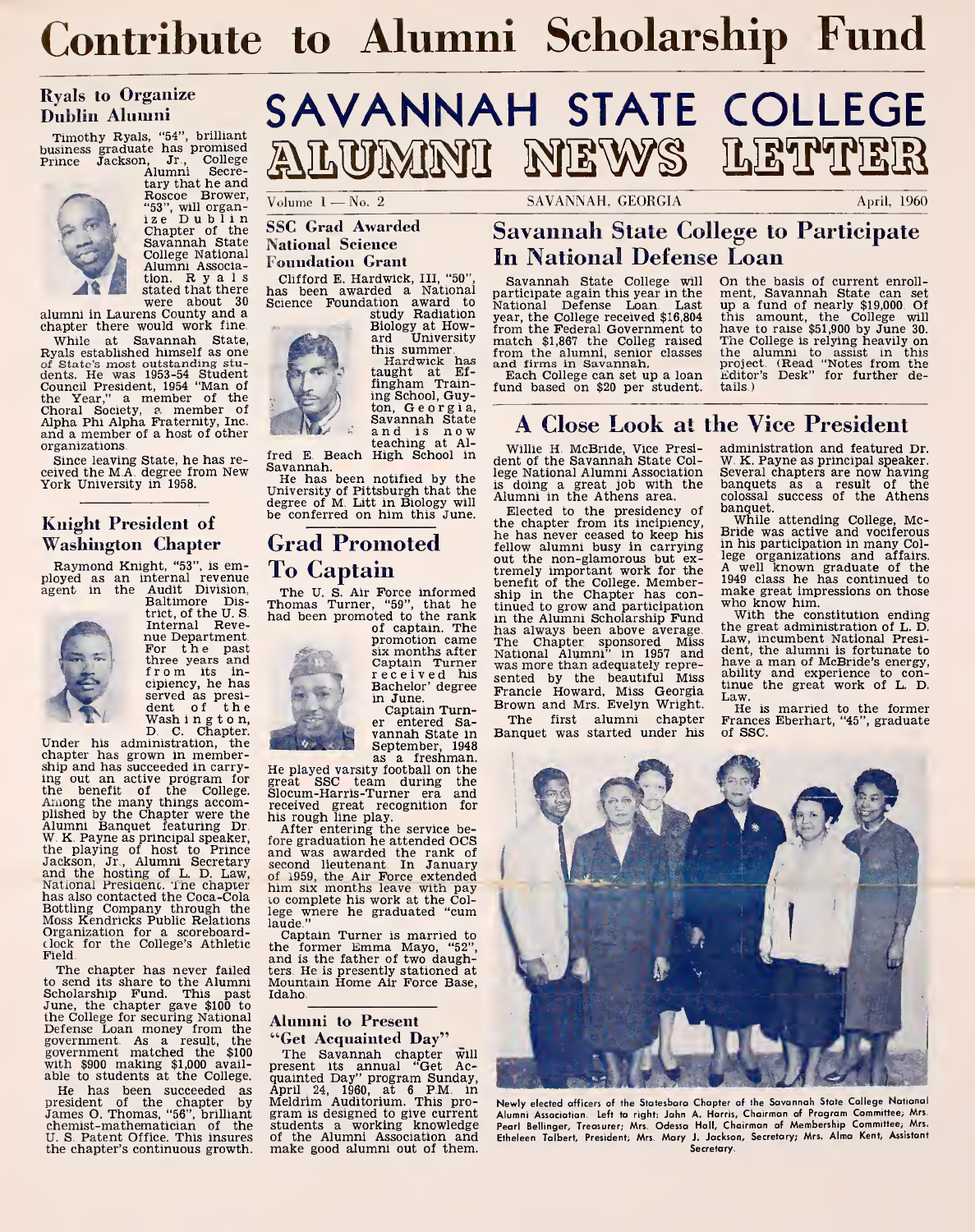# Contribute to Alumni Scholarship Fund

# SAVANNAH STATE COLLEGE ALUMNI NEWS LETTER

Volume 1 — No. 2 — SAVANNAH, GEORGIA — April, 1960

## Ryals to Organize Dublin Alumni

Timothy Ryals, "54", brilliant business graduate has promised Prince Jackson, Jr., College Alumni Secretary that he and Roscoe Brower, "53", will organize Dublin Chapter of the Savannah State College National Alumni Association. Ryals stated that there were about 30 alumni in Laurens County and a chapter there would work fine.

While at Savannah State, Ryals established himself as one of State's most outstanding students. He was 1953-54 Student Council President, 1954 "Man of the Year," a member of the Choral Society, a member of Alpha Phi Alpha Fraternity, Inc. and a member of a host of other organizations.

Since leaving State, he has received the M.A. degree from New York University in 1958.

## Knight President of Washington Chapter

Raymond Knight, "53", is employed as an internal revenue agent in the Audit Division, Baltimore District, of the U. S. Internal Revenue Department. For the past three years and from its incipiency, he has served as president of the Washington, D. C. Chapter. Under his administration, the chapter has grown in membership and has succeeded in carrying out an active program for the benefit of the College. Among the many things accomplished by the Chapter were the Alumni Banquet featuring Dr. W. K. Payne as principal speaker, the playing of host to Prince Jackson, Jr., Alumni Secretary and the hosting of L. D. Law, National President. The chapter has also contacted the Coca-Cola Bottling Company through the Moss Kendricks Public Relations Organization for a scoreboard-clock for the College's Athletic Field.

The chapter has never failed to send its share to the Alumni Scholarship Fund. This past June, the chapter gave $100 to the College for securing National Defense Loan money from the government. As a result, the government matched the $100 with $900 making $1,000 available to students at the College.

He has been succeeded as president of the chapter by James O. Thomas, "56", brilliant chemist-mathematician of the U. S. Patent Office. This insures the chapter's continuous growth.

## SSC Grad Awarded National Science Foundation Grant

Clifford E. Hardwick, III, "50", has been awarded a National Science Foundation award to study Radiation Biology at Howard University this summer.

Hardwick has taught at Effingham Training School, Guyton, Georgia, Savannah State and is now teaching at Alfred E. Beach High School in Savannah.

He has been notified by the University of Pittsburgh that the degree of M. Litt in Biology will be conferred on him this June.

## Grad Promoted To Captain

The U. S. Air Force informed Thomas Turner, "59", that he had been promoted to the rank of captain. The promotion came six months after Captain Turner received his Bachelor' degree in June.

Captain Turner entered Savannah State in September, 1948 as a freshman. He played varsity football on the great SSC team during the Slocum-Harris-Turner era and received great recognition for his rough line play.

After entering the service before graduation he attended OCS and was awarded the rank of second lieutenant. In January of 1959, the Air Force extended him six months leave with pay to complete his work at the College where he graduated "cum laude."

Captain Turner is married to the former Emma Mayo, "52", and is the father of two daughters. He is presently stationed at Mountain Home Air Force Base, Idaho.

## Alumni to Present "Get Acquainted Day"

The Savannah chapter will present its annual "Get Acquainted Day" program Sunday, April 24, 1960, at 6 P.M. in Meldrim Auditorium. This program is designed to give current students a working knowledge of the Alumni Association and make good alumni out of them.

## Savannah State College to Participate In National Defense Loan

Savannah State College will participate again this year in the National Defense Loan. Last year, the College received $16,804 from the Federal Government to match $1,867 the Colleg raised from the alumni, senior classes and firms in Savannah.

Each College can set up a loan fund based on $20 per student. On the basis of current enrollment, Savannah State can set up a fund of nearly $19,000. Of this amount, the College will have to raise $51,900 by June 30. The College is relying heavily on the alumni to assist in this project. (Read "Notes from the Editor's Desk" for further details.)

## A Close Look at the Vice President

Willie H. McBride, Vice President of the Savannah State College National Alumni Association is doing a great job with the Alumni in the Athens area.

Elected to the presidency of the chapter from its incipiency, he has never ceased to keep his fellow alumni busy in carrying out the non-glamorous but extremely important work for the benefit of the College. Membership in the Chapter has continued to grow and participation in the Alumni Scholarship Fund has always been above average. The Chapter sponsored Miss National Alumni" in 1957 and was more than adequately represented by the beautiful Miss Francie Howard, Miss Georgia Brown and Mrs. Evelyn Wright.

The first alumni chapter Banquet was started under his administration and featured Dr. W. K. Payne as principal speaker. Several chapters are now having banquets as a result of the colossal success of the Athens banquet.

While attending College, McBride was active and vociferous in his participation in many College organizations and affairs. A well known graduate of the 1949 class he has continued to make great impressions on those who know him.

With the constitution ending the great administration of L. D. Law, incumbent National President, the alumni is fortunate to have a man of McBride's energy, ability and experience to continue the great work of L. D. Law.

He is married to the former Frances Eberhart, "45", graduate of SSC.

Newly elected officers of the Statesboro Chapter of the Savannah State College National Alumni Association. Left to right: John A. Harris, Chairman of Program Committee; Mrs. Pearl Bellinger, Treasurer; Mrs. Odessa Hall, Chairman of Membership Committee; Mrs. Etheleen Talbert, President; Mrs. Mary J. Jackson, Secretary; Mrs. Alma Kent, Assistant Secretary.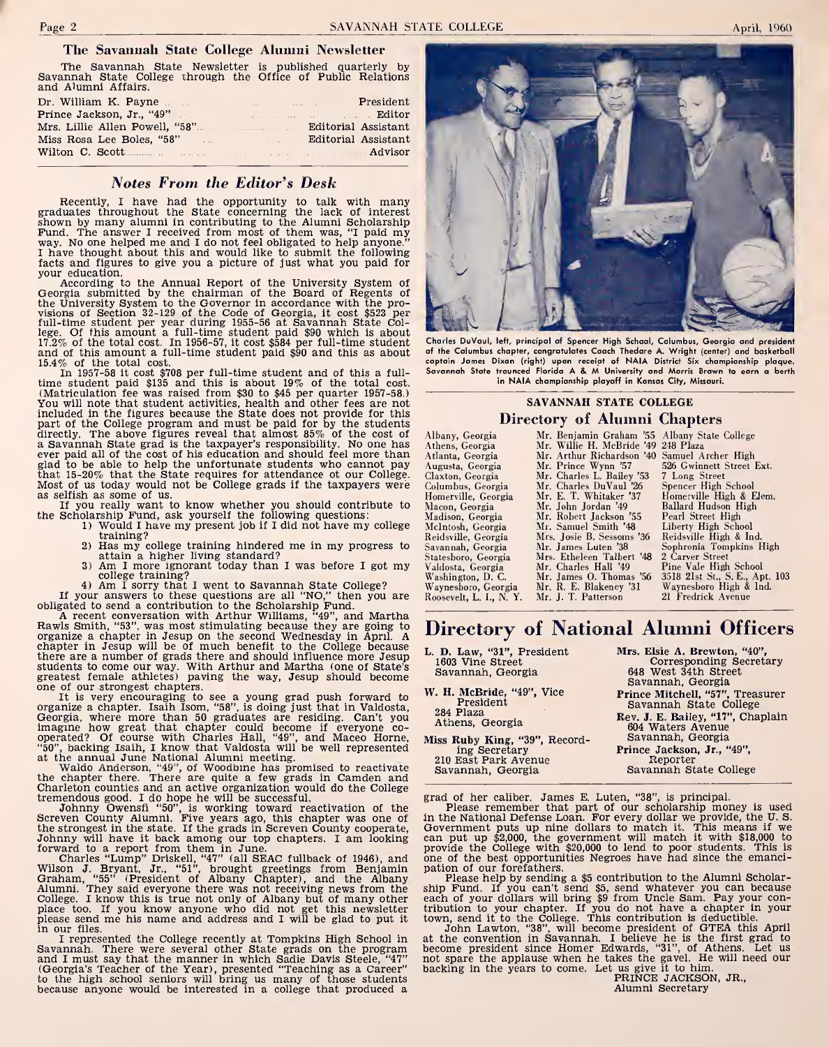## The Savannah State College Alumni Newsletter

The Savannah State Newsletter is published quarterly by Savannah State College through the Office of Public Relations and Alumni Affairs.

| | |
|---|---|
| Dr. William K. Payne | President |
| Prince Jackson, Jr., "49" | Editor |
| Mrs. Lillie Allen Powell, "58" | Editorial Assistant |
| Miss Rosa Lee Boles, "58" | Editorial Assistant |
| Wilton C. Scott | Advisor |

### *Notes From the Editor's Desk*

Recently, I have had the opportunity to talk with many graduates throughout the State concerning the lack of interest shown by many alumni in contributing to the Alumni Scholarship Fund. The answer I received from most of them was, "I paid my way. No one helped me and I do not feel obligated to help anyone." I have thought about this and would like to submit the following facts and figures to give you a picture of just what you paid for your education.

According to the Annual Report of the University System of Georgia submitted by the chairman of the Board of Regents of the University System to the Governor in accordance with the provisions of Section 32-129 of the Code of Georgia, it cost $523 per full-time student per year during 1955-56 at Savannah State College. Of this amount a full-time student paid $90 which is about 17.2% of the total cost. In 1956-57, it cost $584 per full-time student and of this amount a full-time student paid $90 and this as about 15.4% of the total cost.

In 1957-58 it cost $708 per full-time student and of this a full-time student paid $135 and this is about 19% of the total cost. (Matriculation fee was raised from $30 to $45 per quarter 1957-58.) You will note that student activities, health and other fees are not included in the figures because the State does not provide for this part of the College program and must be paid for by the students directly. The above figures reveal that almost 85% of the cost of a Savannah State grad is the taxpayer's responsibility. No one has ever paid all of the cost of his education and should feel more than glad to be able to help the unfortunate students who cannot pay that 15-20% that the State requires for attendance ot our College. Most of us today would not be College grads if the taxpayers were as selfish as some of us.

If you really want to know whether you should contribute to the Scholarship Fund, ask yourself the following questions:

1) Would I have my present job if I did not have my college training?
2) Has my college training hindered me in my progress to attain a higher living standard?
3) Am I more ignorant today than I was before I got my college training?
4) Am I sorry that I went to Savannah State College?

If your answers to these questions are all "NO," then you are obligated to send a contribution to the Scholarship Fund.

A recent conversation with Arthur Williams, "49", and Martha Rawls Smith, "53", was most stimulating because they are going to organize a chapter in Jesup on the second Wednesday in April. A chapter in Jesup will be of much benefit to the College because there are a number of grads there and should influence more Jesup students to come our way. With Arthur and Martha (one of State's greatest female athletes) paving the way, Jesup should become one of our strongest chapters.

It is very encouraging to see a young grad push forward to organize a chapter. Isaih Isom, "58", is doing just that in Valdosta, Georgia, where more than 50 graduates are residing. Can't you imagine how great that chapter could become if everyone cooperated? Of course with Charles Hall, "49", and Maceo Horne, "50", backing Isaih, I know that Valdosta will be well represented at the annual June National Alumni meeting.

Waldo Anderson, "49", of Woodbine has promised to reactivate the chapter there. There are quite a few grads in Camden and Charleton counties and an active organization would do the College tremendous good. I do hope he will be successful.

Johnny Owensfi "50", is working toward reactivation of the Screven County Alumni. Five years ago, this chapter was one of the strongest in the state. If the grads in Screven County cooperate, Johnny will have it back among our top chapters. I am looking forward to a report from them in June.

Charles "Lump" Driskell, "47" (all SEAC fullback of 1946), and Wilson J. Bryant, Jr., "51", brought greetings from Benjamin Graham, "55" (President of Albany Chapter), and the Albany Alumni. They said everyone there was not receiving news from the College. I know this is true not only of Albany but of many other place too. If you know anyone who did not get this newsletter please send me his name and address and I will be glad to put it in our files.

I represented the College recently at Tompkins High School in Savannah. There were several other State grads on the program and I must say that the manner in which Sadie Davis Steele, "47" (Georgia's Teacher of the Year), presented "Teaching as a Career" to the high school seniors will bring us many of those students because anyone would be interested in a college that produced a grad of her caliber. James E. Luten, "38", is principal.

Please remember that part of our scholarship money is used in the National Defense Loan. For every dollar we provide, the U. S. Government puts up nine dollars to match it. This means if we can put up $2,000, the government will match it with $18,000 to provide the College with $20,000 to lend to poor students. This is one of the best opportunities Negroes have had since the emancipation of our forefathers.

Please help by sending a $5 contribution to the Alumni Scholarship Fund. If you can't send $5, send whatever you can because each of your dollars will bring $9 from Uncle Sam. Pay your contribution to your chapter. If you do not have a chapter in your town, send it to the College. This contribution is deductible.

John Lawton, "38", will become president of GTEA this April at the convention in Savannah. I believe he is the first grad to become president since Homer Edwards, "31", of Athens. Let us not spare the applause when he takes the gavel. He will need our backing in the years to come. Let us give it to him.

PRINCE JACKSON, JR.,
Alumni Secretary

Charles DuVaul, left, principal of Spencer High School, Columbus, Georgia and president of the Columbus chapter, congratulates Coach Thedore A. Wright (center) and basketball captain James Dixon (right) upon receipt of NAIA District Six championship plaque. Savannah State trounced Florida A & M University and Morris Brown to earn a berth in NAIA championship playoff in Kansas City, Missouri.

## SAVANNAH STATE COLLEGE
## Directory of Alumni Chapters

| | | |
|---|---|---|
| Albany, Georgia | Mr. Benjamin Graham '55 | Albany State College |
| Athens, Georgia | Mr. Willie H. McBride '49 | 248 Plaza |
| Atlanta, Georgia | Mr. Arthur Richardson '40 | Samuel Archer High |
| Augusta, Georgia | Mr. Prince Wynn '57 | 526 Gwinnett Street Ext. |
| Claxton, Georgia | Mr. Charles L. Bailey '53 | 7 Long Street |
| Columbus, Georgia | Mr. Charles DuVaul '26 | Spencer High School |
| Homerville, Georgia | Mr. E. T. Whitaker '37 | Homerville High & Elem. |
| Macon, Georgia | Mr. John Jordan '49 | Ballard Hudson High |
| Madison, Georgia | Mr. Robert Jackson '55 | Pearl Street High |
| McIntosh, Georgia | Mr. Samuel Smith '48 | Liberty High School |
| Reidsville, Georgia | Mrs. Josie B. Sessoms '36 | Reidsville High & Ind. |
| Savannah, Georgia | Mr. James Luten '38 | Sophronia Tompkins High |
| Statesboro, Georgia | Mrs. Etheleen Talbert '48 | 2 Carver Street |
| Valdosta, Georgia | Mr. Charles Hall '49 | Pine Vale High School |
| Washington, D. C. | Mr. James O. Thomas '56 | 3518 21st St., S. E., Apt. 103 |
| Waynesboro, Georgia | Mr. R. E. Blakeney '31 | Waynesboro High & Ind. |
| Roosevelt, L. I., N. Y. | Mr. J. T. Patterson | 21 Fredrick Avenue |

## Directory of National Alumni Officers

**L. D. Law, "31", President**
1603 Vine Street
Savannah, Georgia

**W. H. McBride, "49", Vice President**
284 Plaza
Athens, Georgia

**Miss Ruby King, "39", Recording Secretary**
210 East Park Avenue
Savannah, Georgia

**Mrs. Elsie A. Brewton, "40",** Corresponding Secretary
648 West 34th Street
Savannah, Georgia

**Prince Mitchell, "57", Treasurer**
Savannah State College

**Rev. J. E. Bailey, "17", Chaplain**
604 Waters Avenue
Savannah, Georgia

**Prince Jackson, Jr., "49",**
Reporter
Savannah State College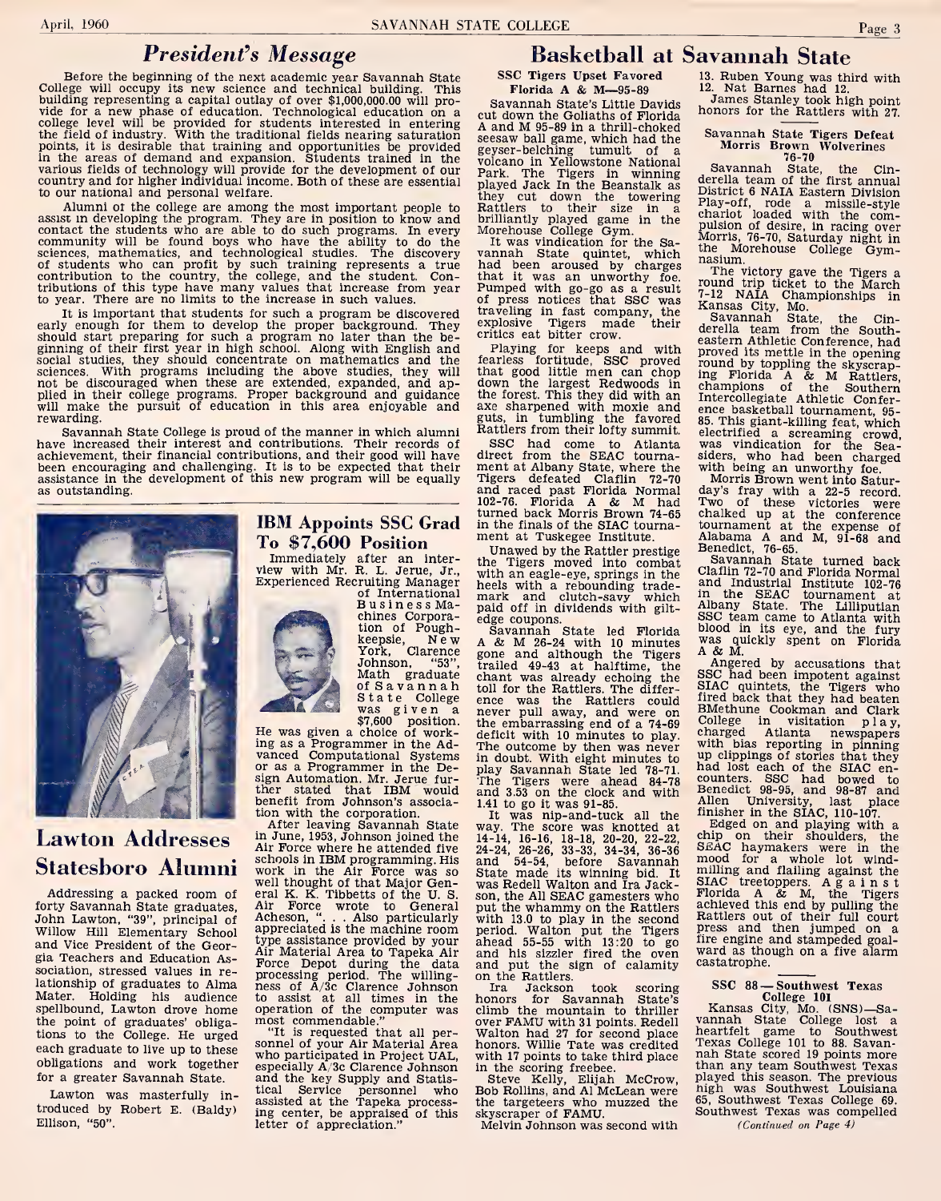## President's Message

Before the beginning of the next academic year Savannah State College will occupy its new science and technical building. This building representing a capital outlay of over $1,000,000.00 will provide for a new phase of education. Technological education on a college level will be provided for students interested in entering the field of industry. With the traditional fields nearing saturation points, it is desirable that training and opportunities be provided in the areas of demand and expansion. Students trained in the various fields of technology will provide for the development of our country and for higher individual income. Both of these are essential to our national and personal welfare.

Alumni of the college are among the most important people to assist in developing the program. They are in position to know and contact the students who are able to do such programs. In every community will be found boys who have the ability to do the sciences, mathematics, and technological studies. The discovery of students who can profit by such training represents a true contribution to the country, the college, and the student. Contributions of this type have many values that increase from year to year. There are no limits to the increase in such values.

It is important that students for such a program be discovered early enough for them to develop the proper background. They should start preparing for such a program no later than the beginning of their first year in high school. Along with English and social studies, they should concentrate on mathematics and the sciences. With programs including the above studies, they will not be discouraged when these are extended, expanded, and applied in their college programs. Proper background and guidance will make the pursuit of education in this area enjoyable and rewarding.

Savannah State College is proud of the manner in which alumni have increased their interest and contributions. Their records of achievement, their financial contributions, and their good will have been encouraging and challenging. It is to be expected that their assistance in the development of this new program will be equally as outstanding.

## Lawton Addresses Statesboro Alumni

Addressing a packed room of forty Savannah State graduates, John Lawton, "39", principal of Willow Hill Elementary School and Vice President of the Georgia Teachers and Education Association, stressed values in relationship of graduates to Alma Mater. Holding his audience spellbound, Lawton drove home the point of graduates' obligations to the College. He urged each graduate to live up to these obligations and work together for a greater Savannah State.

Lawton was masterfully introduced by Robert E. (Baldy) Ellison, "50".

## IBM Appoints SSC Grad To $7,600 Position

Immediately after an interview with Mr. R. L. Jerue, Jr., Experienced Recruiting Manager of International Business Machines Corporation of Poughkeepsie, New York, Clarence Johnson, "53", Math graduate of Savannah State College was given a $7,600 position. He was given a choice of working as a Programmer in the Advanced Computational Systems or as a Programmer in the Design Automation. Mr. Jerue further stated that IBM would benefit from Johnson's association with the corporation.

After leaving Savannah State in June, 1953, Johnson joined the Air Force where he attended five schools in IBM programming. His work in the Air Force was so well thought of that Major General K. K. Tibbetts of the U. S. Air Force wrote to General Acheson, ". . . Also particularly appreciated is the machine room type assistance provided by your Air Material Area to Tapeka Air Force Depot during the data processing period. The willingness of A/3c Clarence Johnson to assist at all times in the operation of the computer was most commendable."

"It is requested that all personnel of your Air Material Area who participated in Project UAL, especially A/3c Clarence Johnson and the key Supply and Statistical Service personnel who assisted at the Tapeka processing center, be appraised of this letter of appreciation."

# Basketball at Savannah State

### SSC Tigers Upset Favored Florida A & M—95-89

Savannah State's Little Davids cut down the Goliaths of Florida A and M 95-89 in a thrill-choked seesaw ball game, which had the geyser-belching tumult of a volcano in Yellowstone National Park. The Tigers in winning played Jack In the Beanstalk as they cut down the towering Rattlers to their size in a brilliantly played game in the Morehouse College Gym.

It was vindication for the Savannah State quintet, which had been aroused by charges that it was an unworthy foe. Pumped with go-go as a result of press notices that SSC was traveling in fast company, the explosive Tigers made their critics eat bitter crow.

Playing for keeps and with fearless fortitude, SSC proved that good little men can chop down the largest Redwoods in the forest. This they did with an axe sharpened with moxie and guts, in tumbling the favored Rattlers from their lofty summit.

SSC had come to Atlanta direct from the SEAC tournament at Albany State, where the Tigers defeated Claflin 72-70 and raced past Florida Normal 102-76. Florida A & M had turned back Morris Brown 74-65 in the finals of the SIAC tournament at Tuskegee Institute.

Unawed by the Rattler prestige the Tigers moved into combat with an eagle-eye, springs in the heels with a rebounding trademark and clutch-savy which paid off in dividends with gilt-edge coupons.

Savannah State led Florida A & M 26-24 with 10 minutes gone and although the Tigers trailed 49-43 at halftime, the chant was already echoing the toll for the Rattlers. The difference was the Rattlers could never pull away, and were on the embarrassing end of a 74-69 deficit with 10 minutes to play. The outcome by then was never in doubt. With eight minutes to play Savannah State led 78-71. The Tigers were ahead 84-78 and 3.53 on the clock and with 1.41 to go it was 91-85.

It was nip-and-tuck all the way. The score was knotted at 14-14, 16-16, 18-18, 20-20, 22-22, 24-24, 26-26, 33-33, 34-34, 36-36 and 54-54, before Savannah State made its winning bid. It was Redell Walton and Ira Jackson, the All SEAC gamesters who put the whammy on the Rattlers with 13.0 to play in the second period. Walton put the Tigers ahead 55-55 with 13:20 to go and his sizzler fired the oven and put the sign of calamity on the Rattlers.

Ira Jackson took scoring honors for Savannah State's climb the mountain to thriller over FAMU with 31 points. Redell Walton had 27 for second place honors. Willie Tate was credited with 17 points to take third place in the scoring freebee.

Steve Kelly, Elijah McCrow, Bob Rollins, and Al McLean were the targeteers who muzzed the skyscraper of FAMU.

Melvin Johnson was second with 13. Ruben Young was third with 12. Nat Barnes had 12.

James Stanley took high point honors for the Rattlers with 27.

### Savannah State Tigers Defeat Morris Brown Wolverines 76-70

Savannah State, the Cinderella team of the first annual District 6 NAIA Eastern Division Play-off, rode a missile-style chariot loaded with the compulsion of desire, in racing over Morris, 76-70, Saturday night in the Morehouse College Gymnasium.

The victory gave the Tigers a round trip ticket to the March 7-12 NAIA Championships in Kansas City, Mo.

Savannah State, the Cinderella team from the Southeastern Athletic Conference, had proved its mettle in the opening round by toppling the skyscraping Florida A & M Rattlers, champions of the Southern Intercollegiate Athletic Conference basketball tournament, 95-85. This giant-killing feat, which electrified a screaming crowd, was vindication for the Seasiders, who had been charged with being an unworthy foe.

Morris Brown went into Saturday's fray with a 22-5 record. Two of these victories were chalked up at the conference tournament at the expense of Alabama A and M, 91-68 and Benedict, 76-65.

Savannah State turned back Claflin 72-70 and Florida Normal and Industrial Institute 102-76 in the SEAC tournament at Albany State. The Lilliputian SSC team came to Atlanta with blood in its eye, and the fury was quickly spent on Florida A & M.

Angered by accusations that SSC had been impotent against SIAC quintets, the Tigers who fired back that they had beaten BMethune Cookman and Clark College in visitation play, charged Atlanta newspapers with bias reporting in pinning up clippings of stories that they had lost each of the SIAC encounters. SSC had bowed to Benedict 98-95, and 98-87 and Allen University, last place finisher in the SIAC, 110-107.

Edged on and playing with a chip on their shoulders, the SEAC haymakers were in the mood for a whole lot windmilling and flailing against the SIAC treetoppers. Against Florida A & M, the Tigers achieved this end by pulling the Rattlers out of their full court press and then jumped on a fire engine and stampeded goalward as though on a five alarm castatrophe.

### SSC 88 — Southwest Texas College 101

Kansas City, Mo. (SNS)—Savannah State College lost a heartfelt game to Southwest Texas College 101 to 88. Savannah State scored 19 points more than any team Southwest Texas played this season. The previous high was Southwest Louisiana 65, Southwest Texas College 69. Southwest Texas was compelled

*(Continued on Page 4)*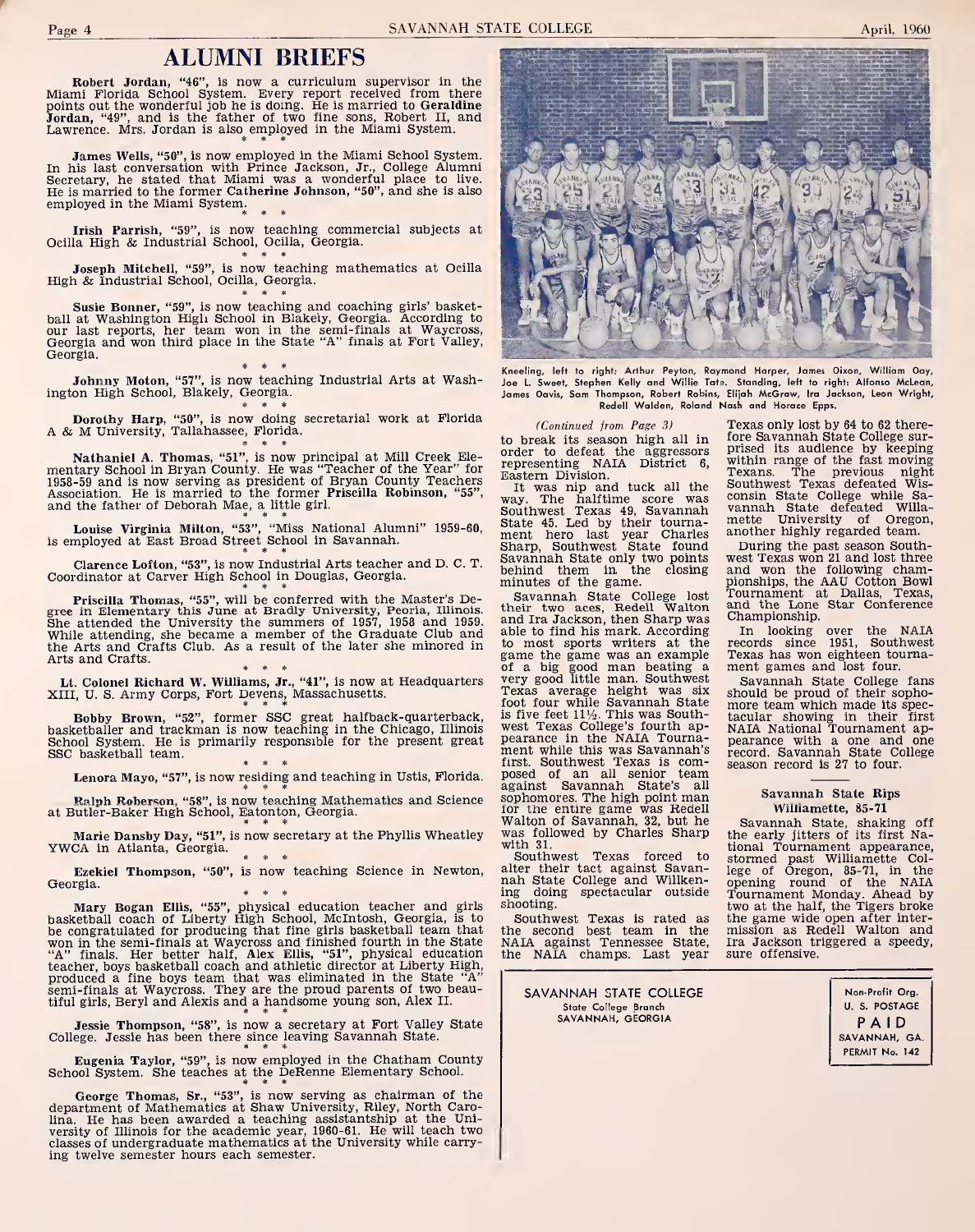# ALUMNI BRIEFS

**Robert Jordan, "46"**, is now a curriculum supervisor in the Miami Florida School System. Every report received from there points out the wonderful job he is doing. He is married to **Geraldine Jordan, "49"**, and is the father of two fine sons, Robert II, and Lawrence. Mrs. Jordan is also employed in the Miami System.

\* \* \*

**James Wells, "50"**, is now employed in the Miami School System. In his last conversation with Prince Jackson, Jr., College Alumni Secretary, he stated that Miami was a wonderful place to live. He is married to the former **Catherine Johnson, "50"**, and she is also employed in the Miami System.

\* \* \*

**Irish Parrish, "59"**, is now teaching commercial subjects at Ocilla High & Industrial School, Ocilla, Georgia.

\* \* \*

**Joseph Mitchell, "59"**, is now teaching mathematics at Ocilla High & Industrial School, Ocilla, Georgia.

\* \* \*

**Susie Bonner, "59"**, is now teaching and coaching girls' basketball at Washington High School in Blakely, Georgia. According to our last reports, her team won in the semi-finals at Waycross, Georgia and won third place in the State "A" finals at Fort Valley, Georgia.

\* \* \*

**Johnny Moton, "57"**, is now teaching Industrial Arts at Washington High School, Blakely, Georgia.

\* \* \*

**Dorothy Harp, "50"**, is now doing secretarial work at Florida A & M University, Tallahassee, Florida.

\* \* \*

**Nathaniel A. Thomas, "51"**, is now principal at Mill Creek Elementary School in Bryan County. He was "Teacher of the Year" for 1958-59 and is now serving as president of Bryan County Teachers Association. He is married to the former **Priscilla Robinson, "55"**, and the father of Deborah Mae, a little girl.

\* \* \*

**Louise Virginia Milton, "53"**, "Miss National Alumni" 1959-60, is employed at East Broad Street School in Savannah.

\* \* \*

**Clarence Lofton, "53"**, is now Industrial Arts teacher and D. C. T. Coordinator at Carver High School in Douglas, Georgia.

\* \* \*

**Priscilla Thomas, "55"**, will be conferred with the Master's Degree in Elementary this June at Bradly University, Peoria, Illinois. She attended the University the summers of 1957, 1958 and 1959. While attending, she became a member of the Graduate Club and the Arts and Crafts Club. As a result of the later she minored in Arts and Crafts.

\* \* \*

**Lt. Colonel Richard W. Williams, Jr., "41"**, is now at Headquarters XIII, U. S. Army Corps, Fort Devens, Massachusetts.

\* \* \*

**Bobby Brown, "52"**, former SSC great halfback-quarterback, basketballer and trackman is now teaching in the Chicago, Illinois School System. He is primarily responsible for the present great SSC basketball team.

\* \* \*

**Lenora Mayo, "57"**, is now residing and teaching in Ustis, Florida.

\* \* \*

**Ralph Roberson, "58"**, is now teaching Mathematics and Science at Butler-Baker High School, Eatonton, Georgia.

\* \* \*

**Marie Dansby Day, "51"**, is now secretary at the Phyllis Wheatley YWCA in Atlanta, Georgia.

\* \* \*

**Ezekiel Thompson, "50"**, is now teaching Science in Newton, Georgia.

\* \* \*

**Mary Bogan Ellis, "55"**, physical education teacher and girls basketball coach of Liberty High School, McIntosh, Georgia, is to be congratulated for producing that fine girls basketball team that won in the semi-finals at Waycross and finished fourth in the State "A" finals. Her better half, **Alex Ellis, "51"**, physical education teacher, boys basketball coach and athletic director at Liberty High, produced a fine boys team that was eliminated in the State "A" semi-finals at Waycross. They are the proud parents of two beautiful girls, Beryl and Alexis and a handsome young son, Alex II.

\* \* \*

**Jessie Thompson, "58"**, is now a secretary at Fort Valley State College. Jessie has been there since leaving Savannah State.

\* \* \*

**Eugenia Taylor, "59"**, is now employed in the Chatham County School System. She teaches at the DeRenne Elementary School.

\* \* \*

**George Thomas, Sr., "53"**, is now serving as chairman of the department of Mathematics at Shaw University, Riley, North Carolina. He has been awarded a teaching assistantship at the University of Illinois for the academic year, 1960-61. He will teach two classes of undergraduate mathematics at the University while carrying twelve semester hours each semester.

Kneeling, left to right: Arthur Peyton, Raymond Harper, James Dixon, William Day, Joe L. Sweet, Stephen Kelly and Willie Tate. Standing, left to right: Alfonso McLean, James Davis, Sam Thompson, Robert Robins, Elijah McGraw, Ira Jackson, Leon Wright, Redell Walden, Roland Nash and Horace Epps.

*(Continued from Page 3)*

to break its season high all in order to defeat the aggressors representing NAIA District 6, Eastern Division.

It was nip and tuck all the way. The halftime score was Southwest Texas 49, Savannah State 45. Led by their tournament hero last year Charles Sharp, Southwest State found Savannah State only two points behind them in the closing minutes of the game.

Savannah State College lost their two aces, Redell Walton and Ira Jackson, then Sharp was able to find his mark. According to most sports writers at the game the game was an example of a big good man beating a very good little man. Southwest Texas average height was six foot four while Savannah State is five feet 11½. This was Southwest Texas College's fourth appearance in the NAIA Tournament while this was Savannah's first. Southwest Texas is composed of an all senior team against Savannah State's all sophomores. The high point man for the entire game was Redell Walton of Savannah, 32, but he was followed by Charles Sharp with 31.

Southwest Texas forced to alter their tact against Savannah State College and Willkening doing spectacular outside shooting.

Southwest Texas is rated as the second best team in the NAIA against Tennessee State, the NAIA champs. Last year Texas only lost by 64 to 62 therefore Savannah State College surprised its audience by keeping within range of the fast moving Texans. The previous night Southwest Texas defeated Wisconsin State College while Savannah State defeated Willamette University of Oregon, another highly regarded team.

During the past season Southwest Texas won 21 and lost three and won the following championships, the AAU Cotton Bowl Tournament at Dallas, Texas, and the Lone Star Conference Championship.

In looking over the NAIA records since 1951, Southwest Texas has won eighteen tournament games and lost four.

Savannah State College fans should be proud of their sophomore team which made its spectacular showing in their first NAIA National Tournament appearance with a one and one record. Savannah State College season record is 27 to four.

### Savannah State Rips Willamette, 85-71

Savannah State, shaking off the early jitters of its first National Tournament appearance, stormed past Williamette College of Oregon, 85-71, in the opening round of the NAIA Tournament Monday. Ahead by two at the half, the Tigers broke the game wide open after intermission as Redell Walton and Ira Jackson triggered a speedy, sure offensive.

SAVANNAH STATE COLLEGE
State College Branch
SAVANNAH, GEORGIA

Non-Profit Org.
U. S. POSTAGE
PAID
SAVANNAH, GA.
PERMIT No. 142